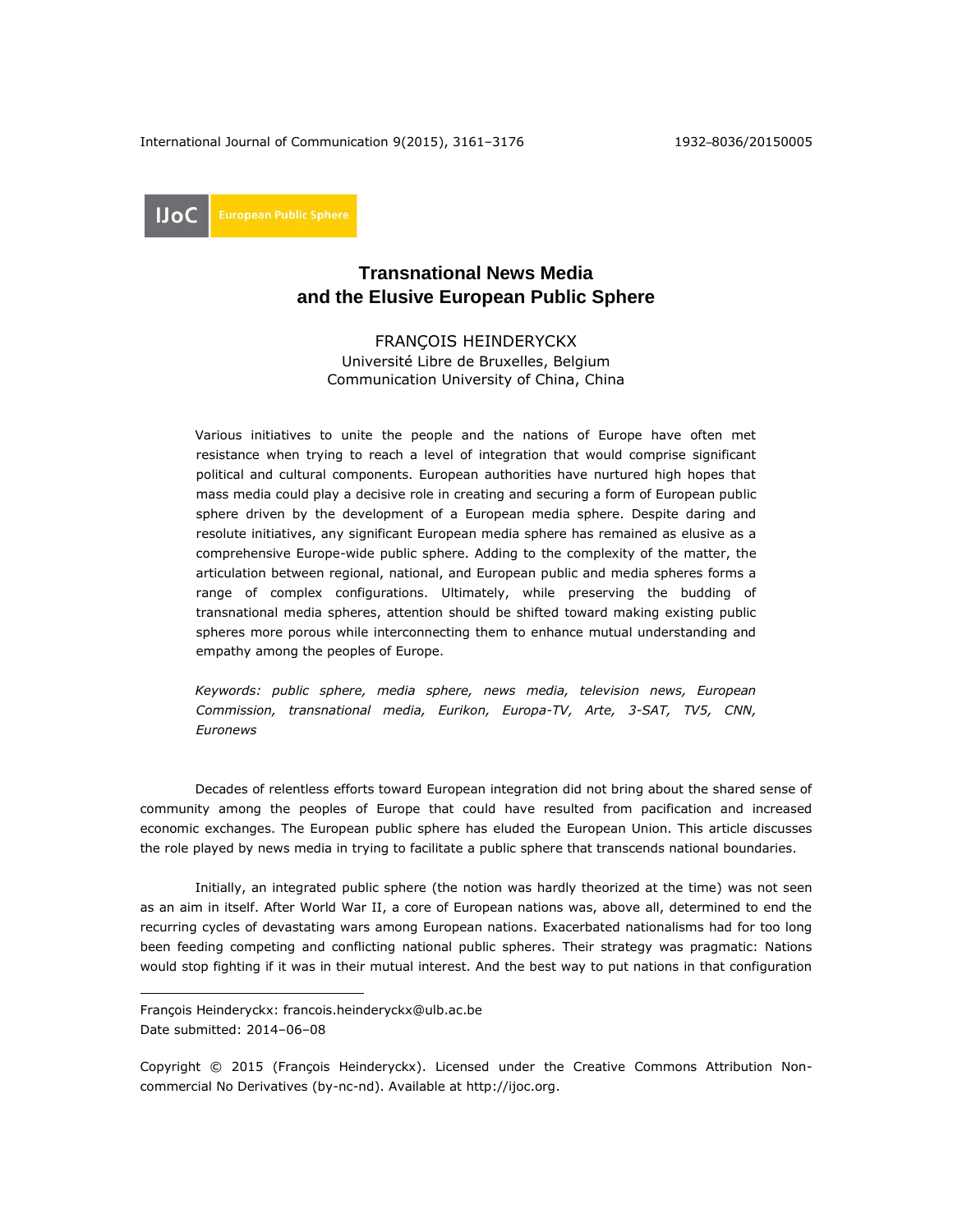# Transnational News Media and the Elusive European Public Sphere

FRANÇOIS HEINDERYCKX
Université Libre de Bruxelles, Belgium
Communication University of China, China

Various initiatives to unite the people and the nations of Europe have often met resistance when trying to reach a level of integration that would comprise significant political and cultural components. European authorities have nurtured high hopes that mass media could play a decisive role in creating and securing a form of European public sphere driven by the development of a European media sphere. Despite daring and resolute initiatives, any significant European media sphere has remained as elusive as a comprehensive Europe-wide public sphere. Adding to the complexity of the matter, the articulation between regional, national, and European public and media spheres forms a range of complex configurations. Ultimately, while preserving the budding of transnational media spheres, attention should be shifted toward making existing public spheres more porous while interconnecting them to enhance mutual understanding and empathy among the peoples of Europe.

*Keywords: public sphere, media sphere, news media, television news, European Commission, transnational media, Eurikon, Europa-TV, Arte, 3-SAT, TV5, CNN, Euronews*

Decades of relentless efforts toward European integration did not bring about the shared sense of community among the peoples of Europe that could have resulted from pacification and increased economic exchanges. The European public sphere has eluded the European Union. This article discusses the role played by news media in trying to facilitate a public sphere that transcends national boundaries.

Initially, an integrated public sphere (the notion was hardly theorized at the time) was not seen as an aim in itself. After World War II, a core of European nations was, above all, determined to end the recurring cycles of devastating wars among European nations. Exacerbated nationalisms had for too long been feeding competing and conflicting national public spheres. Their strategy was pragmatic: Nations would stop fighting if it was in their mutual interest. And the best way to put nations in that configuration

---

François Heinderyckx: francois.heinderyckx@ulb.ac.be
Date submitted: 2014–06–08

Copyright © 2015 (François Heinderyckx). Licensed under the Creative Commons Attribution Non-commercial No Derivatives (by-nc-nd). Available at http://ijoc.org.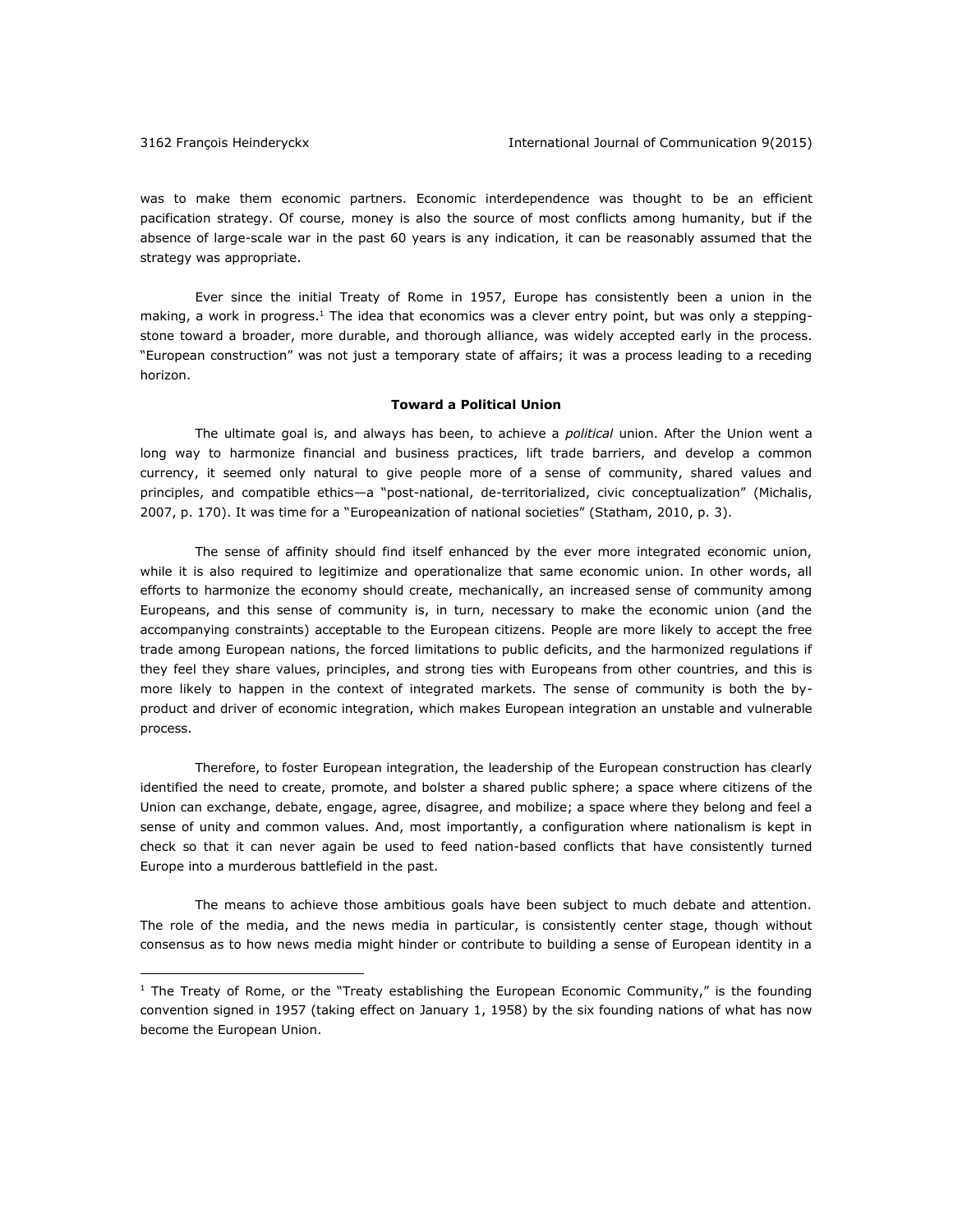was to make them economic partners. Economic interdependence was thought to be an efficient pacification strategy. Of course, money is also the source of most conflicts among humanity, but if the absence of large-scale war in the past 60 years is any indication, it can be reasonably assumed that the strategy was appropriate.

Ever since the initial Treaty of Rome in 1957, Europe has consistently been a union in the making, a work in progress.[1] The idea that economics was a clever entry point, but was only a stepping-stone toward a broader, more durable, and thorough alliance, was widely accepted early in the process. "European construction" was not just a temporary state of affairs; it was a process leading to a receding horizon.

## Toward a Political Union

The ultimate goal is, and always has been, to achieve a *political* union. After the Union went a long way to harmonize financial and business practices, lift trade barriers, and develop a common currency, it seemed only natural to give people more of a sense of community, shared values and principles, and compatible ethics—a "post-national, de-territorialized, civic conceptualization" (Michalis, 2007, p. 170). It was time for a "Europeanization of national societies" (Statham, 2010, p. 3).

The sense of affinity should find itself enhanced by the ever more integrated economic union, while it is also required to legitimize and operationalize that same economic union. In other words, all efforts to harmonize the economy should create, mechanically, an increased sense of community among Europeans, and this sense of community is, in turn, necessary to make the economic union (and the accompanying constraints) acceptable to the European citizens. People are more likely to accept the free trade among European nations, the forced limitations to public deficits, and the harmonized regulations if they feel they share values, principles, and strong ties with Europeans from other countries, and this is more likely to happen in the context of integrated markets. The sense of community is both the by-product and driver of economic integration, which makes European integration an unstable and vulnerable process.

Therefore, to foster European integration, the leadership of the European construction has clearly identified the need to create, promote, and bolster a shared public sphere; a space where citizens of the Union can exchange, debate, engage, agree, disagree, and mobilize; a space where they belong and feel a sense of unity and common values. And, most importantly, a configuration where nationalism is kept in check so that it can never again be used to feed nation-based conflicts that have consistently turned Europe into a murderous battlefield in the past.

The means to achieve those ambitious goals have been subject to much debate and attention. The role of the media, and the news media in particular, is consistently center stage, though without consensus as to how news media might hinder or contribute to building a sense of European identity in a

---

[1] The Treaty of Rome, or the "Treaty establishing the European Economic Community," is the founding convention signed in 1957 (taking effect on January 1, 1958) by the six founding nations of what has now become the European Union.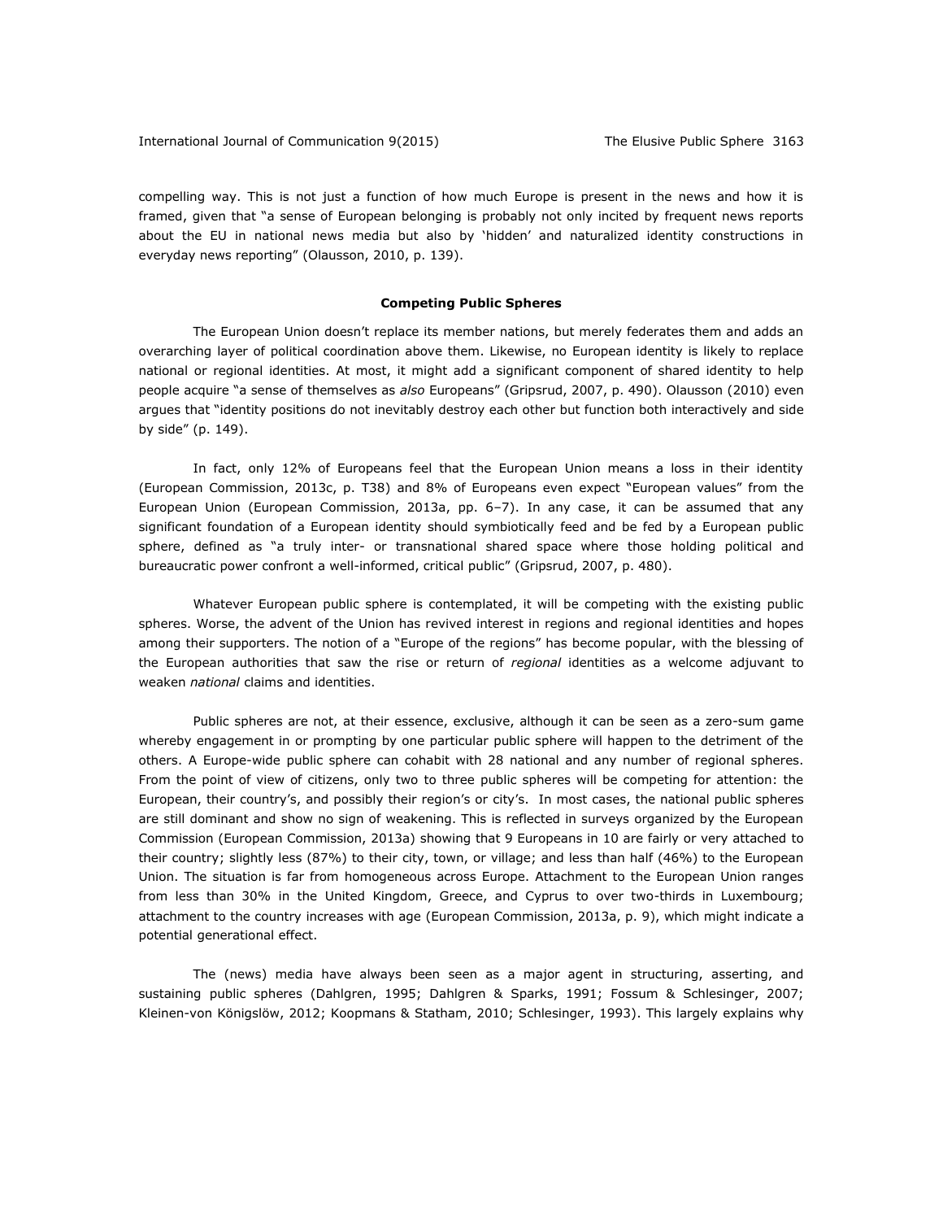compelling way. This is not just a function of how much Europe is present in the news and how it is framed, given that "a sense of European belonging is probably not only incited by frequent news reports about the EU in national news media but also by 'hidden' and naturalized identity constructions in everyday news reporting" (Olausson, 2010, p. 139).

## Competing Public Spheres

The European Union doesn't replace its member nations, but merely federates them and adds an overarching layer of political coordination above them. Likewise, no European identity is likely to replace national or regional identities. At most, it might add a significant component of shared identity to help people acquire "a sense of themselves as *also* Europeans" (Gripsrud, 2007, p. 490). Olausson (2010) even argues that "identity positions do not inevitably destroy each other but function both interactively and side by side" (p. 149).

In fact, only 12% of Europeans feel that the European Union means a loss in their identity (European Commission, 2013c, p. T38) and 8% of Europeans even expect "European values" from the European Union (European Commission, 2013a, pp. 6–7). In any case, it can be assumed that any significant foundation of a European identity should symbiotically feed and be fed by a European public sphere, defined as "a truly inter- or transnational shared space where those holding political and bureaucratic power confront a well-informed, critical public" (Gripsrud, 2007, p. 480).

Whatever European public sphere is contemplated, it will be competing with the existing public spheres. Worse, the advent of the Union has revived interest in regions and regional identities and hopes among their supporters. The notion of a "Europe of the regions" has become popular, with the blessing of the European authorities that saw the rise or return of *regional* identities as a welcome adjuvant to weaken *national* claims and identities.

Public spheres are not, at their essence, exclusive, although it can be seen as a zero-sum game whereby engagement in or prompting by one particular public sphere will happen to the detriment of the others. A Europe-wide public sphere can cohabit with 28 national and any number of regional spheres. From the point of view of citizens, only two to three public spheres will be competing for attention: the European, their country's, and possibly their region's or city's. In most cases, the national public spheres are still dominant and show no sign of weakening. This is reflected in surveys organized by the European Commission (European Commission, 2013a) showing that 9 Europeans in 10 are fairly or very attached to their country; slightly less (87%) to their city, town, or village; and less than half (46%) to the European Union. The situation is far from homogeneous across Europe. Attachment to the European Union ranges from less than 30% in the United Kingdom, Greece, and Cyprus to over two-thirds in Luxembourg; attachment to the country increases with age (European Commission, 2013a, p. 9), which might indicate a potential generational effect.

The (news) media have always been seen as a major agent in structuring, asserting, and sustaining public spheres (Dahlgren, 1995; Dahlgren & Sparks, 1991; Fossum & Schlesinger, 2007; Kleinen-von Königslöw, 2012; Koopmans & Statham, 2010; Schlesinger, 1993). This largely explains why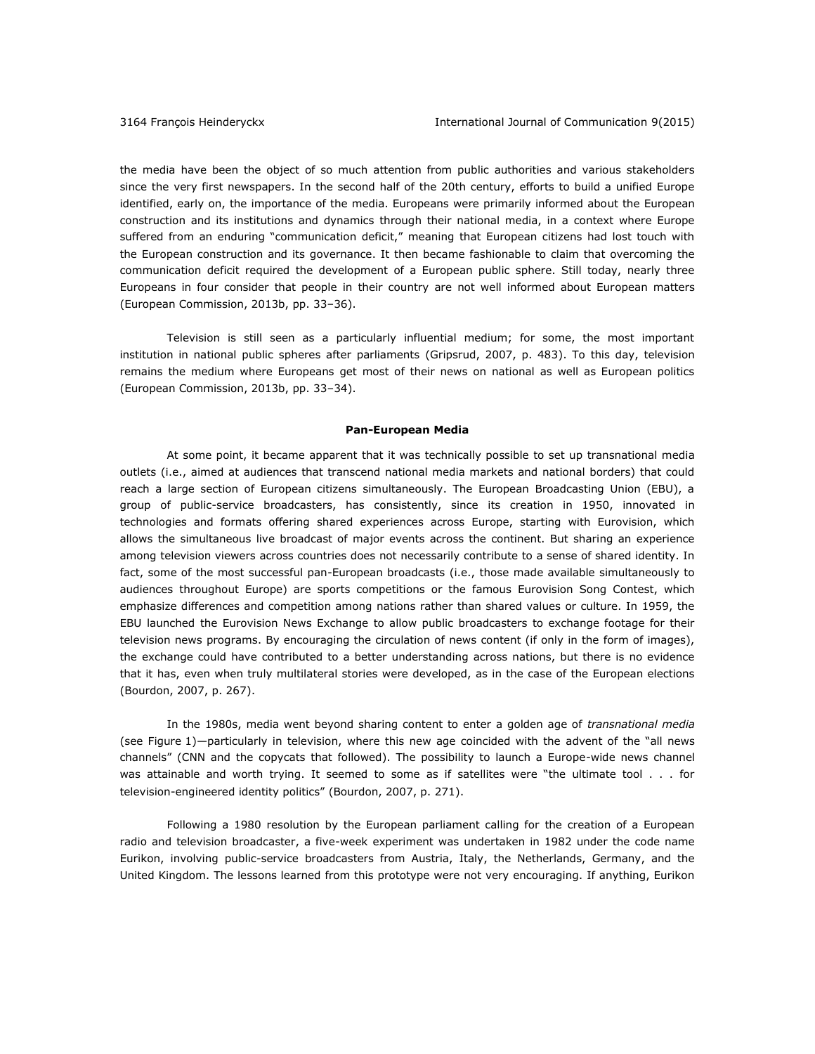the media have been the object of so much attention from public authorities and various stakeholders since the very first newspapers. In the second half of the 20th century, efforts to build a unified Europe identified, early on, the importance of the media. Europeans were primarily informed about the European construction and its institutions and dynamics through their national media, in a context where Europe suffered from an enduring "communication deficit," meaning that European citizens had lost touch with the European construction and its governance. It then became fashionable to claim that overcoming the communication deficit required the development of a European public sphere. Still today, nearly three Europeans in four consider that people in their country are not well informed about European matters (European Commission, 2013b, pp. 33–36).

Television is still seen as a particularly influential medium; for some, the most important institution in national public spheres after parliaments (Gripsrud, 2007, p. 483). To this day, television remains the medium where Europeans get most of their news on national as well as European politics (European Commission, 2013b, pp. 33–34).

## Pan-European Media

At some point, it became apparent that it was technically possible to set up transnational media outlets (i.e., aimed at audiences that transcend national media markets and national borders) that could reach a large section of European citizens simultaneously. The European Broadcasting Union (EBU), a group of public-service broadcasters, has consistently, since its creation in 1950, innovated in technologies and formats offering shared experiences across Europe, starting with Eurovision, which allows the simultaneous live broadcast of major events across the continent. But sharing an experience among television viewers across countries does not necessarily contribute to a sense of shared identity. In fact, some of the most successful pan-European broadcasts (i.e., those made available simultaneously to audiences throughout Europe) are sports competitions or the famous Eurovision Song Contest, which emphasize differences and competition among nations rather than shared values or culture. In 1959, the EBU launched the Eurovision News Exchange to allow public broadcasters to exchange footage for their television news programs. By encouraging the circulation of news content (if only in the form of images), the exchange could have contributed to a better understanding across nations, but there is no evidence that it has, even when truly multilateral stories were developed, as in the case of the European elections (Bourdon, 2007, p. 267).

In the 1980s, media went beyond sharing content to enter a golden age of *transnational media* (see Figure 1)—particularly in television, where this new age coincided with the advent of the "all news channels" (CNN and the copycats that followed). The possibility to launch a Europe-wide news channel was attainable and worth trying. It seemed to some as if satellites were "the ultimate tool . . . for television-engineered identity politics" (Bourdon, 2007, p. 271).

Following a 1980 resolution by the European parliament calling for the creation of a European radio and television broadcaster, a five-week experiment was undertaken in 1982 under the code name Eurikon, involving public-service broadcasters from Austria, Italy, the Netherlands, Germany, and the United Kingdom. The lessons learned from this prototype were not very encouraging. If anything, Eurikon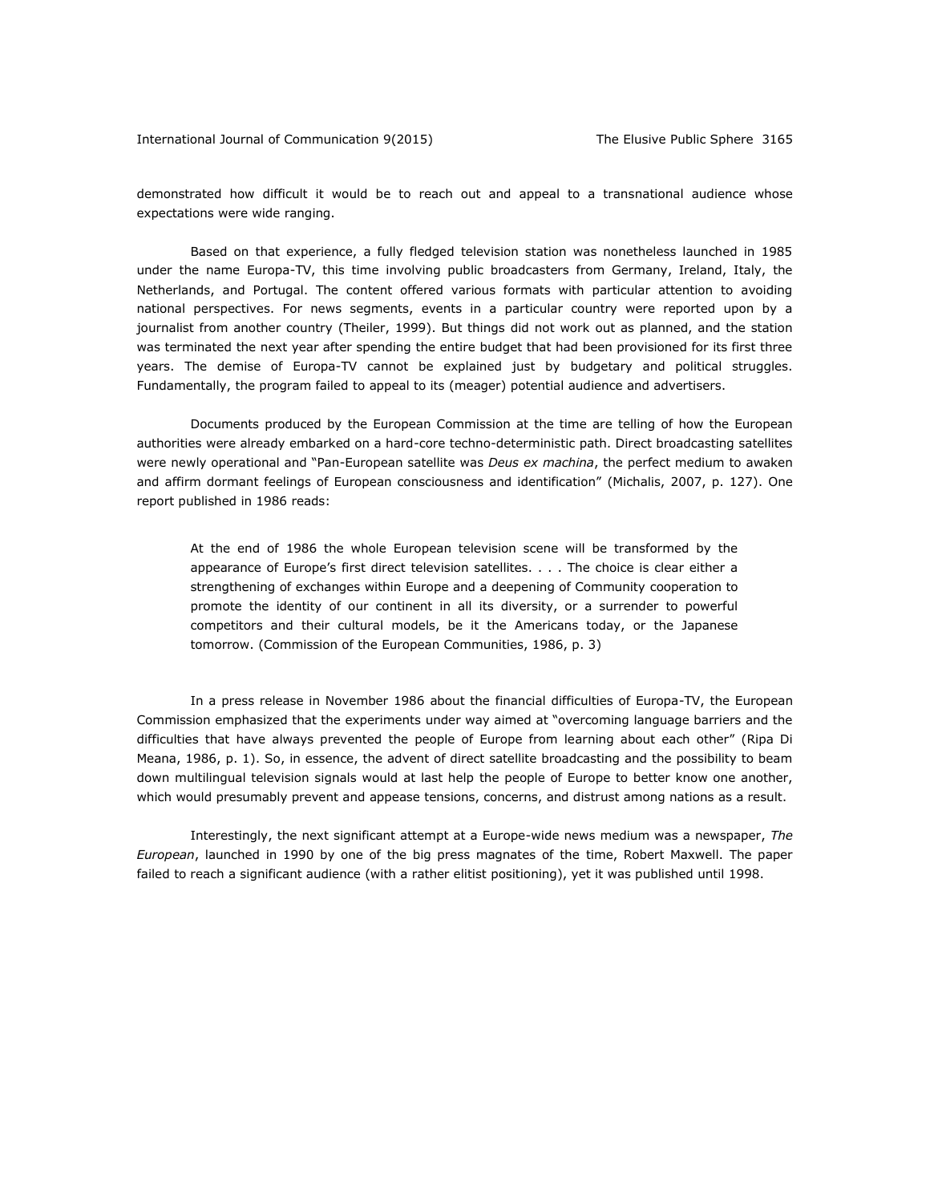demonstrated how difficult it would be to reach out and appeal to a transnational audience whose expectations were wide ranging.

Based on that experience, a fully fledged television station was nonetheless launched in 1985 under the name Europa-TV, this time involving public broadcasters from Germany, Ireland, Italy, the Netherlands, and Portugal. The content offered various formats with particular attention to avoiding national perspectives. For news segments, events in a particular country were reported upon by a journalist from another country (Theiler, 1999). But things did not work out as planned, and the station was terminated the next year after spending the entire budget that had been provisioned for its first three years. The demise of Europa-TV cannot be explained just by budgetary and political struggles. Fundamentally, the program failed to appeal to its (meager) potential audience and advertisers.

Documents produced by the European Commission at the time are telling of how the European authorities were already embarked on a hard-core techno-deterministic path. Direct broadcasting satellites were newly operational and "Pan-European satellite was *Deus ex machina*, the perfect medium to awaken and affirm dormant feelings of European consciousness and identification" (Michalis, 2007, p. 127). One report published in 1986 reads:

> At the end of 1986 the whole European television scene will be transformed by the appearance of Europe's first direct television satellites. . . . The choice is clear either a strengthening of exchanges within Europe and a deepening of Community cooperation to promote the identity of our continent in all its diversity, or a surrender to powerful competitors and their cultural models, be it the Americans today, or the Japanese tomorrow. (Commission of the European Communities, 1986, p. 3)

In a press release in November 1986 about the financial difficulties of Europa-TV, the European Commission emphasized that the experiments under way aimed at "overcoming language barriers and the difficulties that have always prevented the people of Europe from learning about each other" (Ripa Di Meana, 1986, p. 1). So, in essence, the advent of direct satellite broadcasting and the possibility to beam down multilingual television signals would at last help the people of Europe to better know one another, which would presumably prevent and appease tensions, concerns, and distrust among nations as a result.

Interestingly, the next significant attempt at a Europe-wide news medium was a newspaper, *The European*, launched in 1990 by one of the big press magnates of the time, Robert Maxwell. The paper failed to reach a significant audience (with a rather elitist positioning), yet it was published until 1998.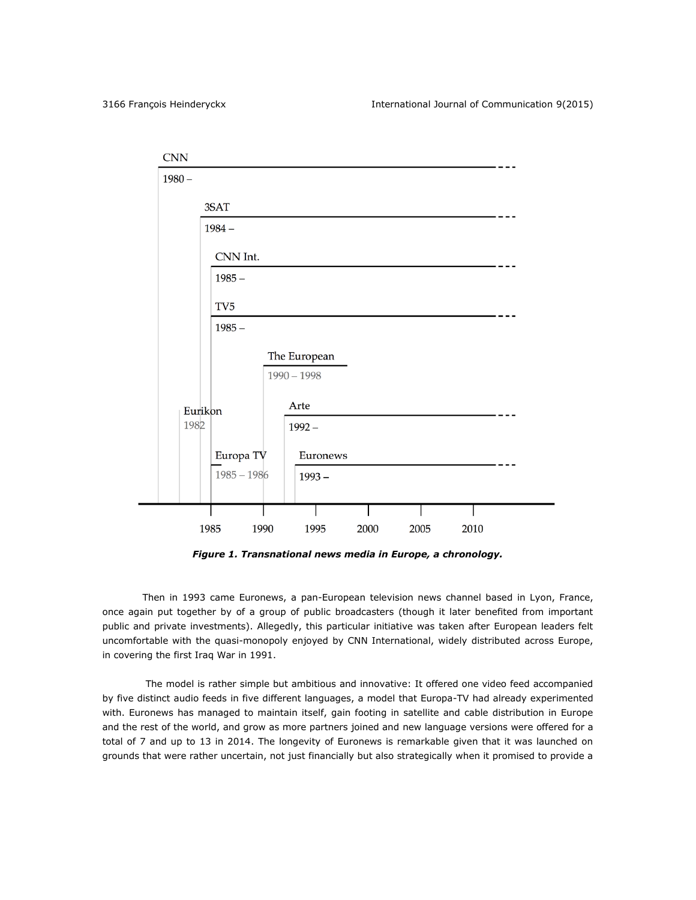*Figure 1. Transnational news media in Europe, a chronology.*

Then in 1993 came Euronews, a pan-European television news channel based in Lyon, France, once again put together by of a group of public broadcasters (though it later benefited from important public and private investments). Allegedly, this particular initiative was taken after European leaders felt uncomfortable with the quasi-monopoly enjoyed by CNN International, widely distributed across Europe, in covering the first Iraq War in 1991.

The model is rather simple but ambitious and innovative: It offered one video feed accompanied by five distinct audio feeds in five different languages, a model that Europa-TV had already experimented with. Euronews has managed to maintain itself, gain footing in satellite and cable distribution in Europe and the rest of the world, and grow as more partners joined and new language versions were offered for a total of 7 and up to 13 in 2014. The longevity of Euronews is remarkable given that it was launched on grounds that were rather uncertain, not just financially but also strategically when it promised to provide a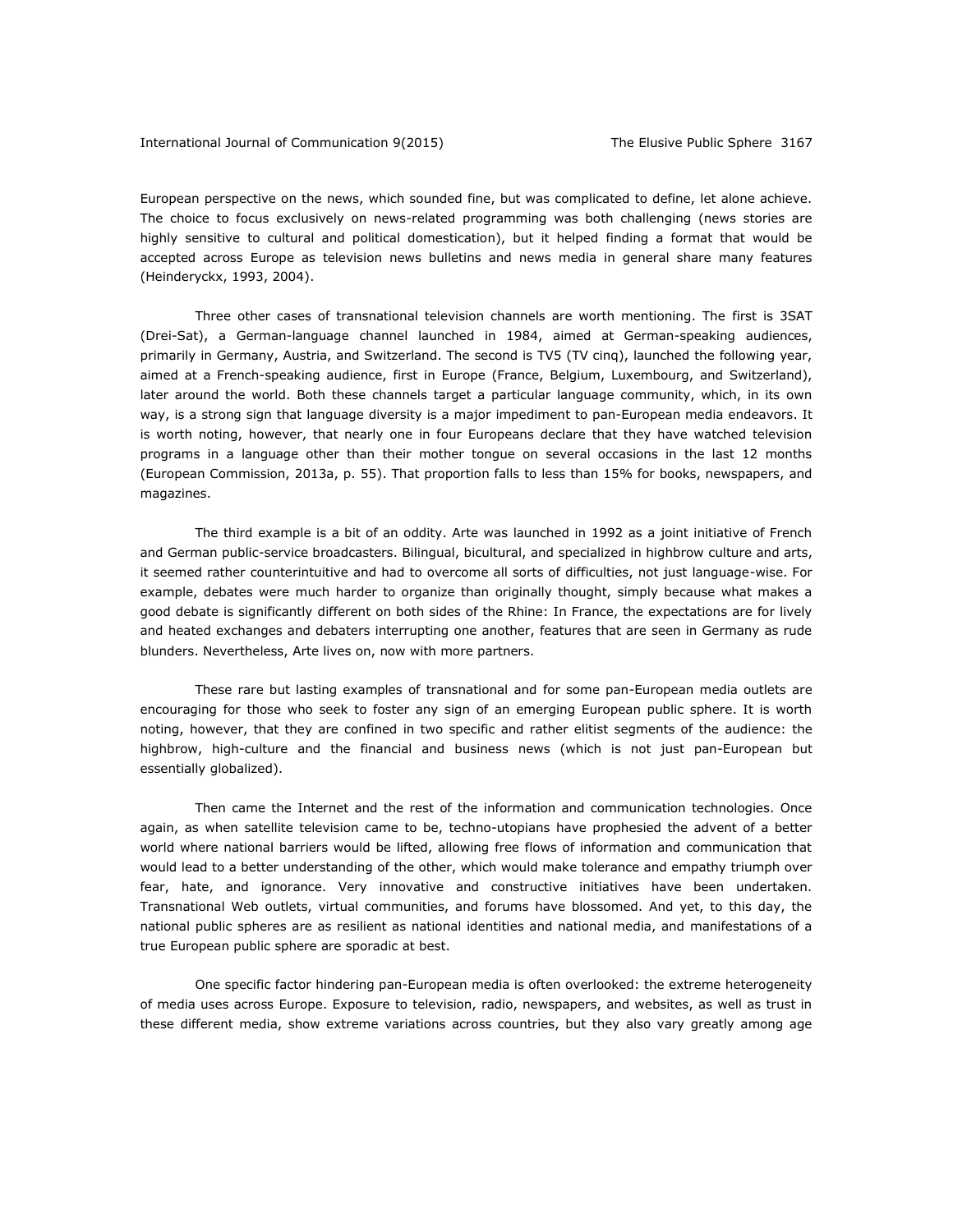European perspective on the news, which sounded fine, but was complicated to define, let alone achieve. The choice to focus exclusively on news-related programming was both challenging (news stories are highly sensitive to cultural and political domestication), but it helped finding a format that would be accepted across Europe as television news bulletins and news media in general share many features (Heinderyckx, 1993, 2004).

Three other cases of transnational television channels are worth mentioning. The first is 3SAT (Drei-Sat), a German-language channel launched in 1984, aimed at German-speaking audiences, primarily in Germany, Austria, and Switzerland. The second is TV5 (TV cinq), launched the following year, aimed at a French-speaking audience, first in Europe (France, Belgium, Luxembourg, and Switzerland), later around the world. Both these channels target a particular language community, which, in its own way, is a strong sign that language diversity is a major impediment to pan-European media endeavors. It is worth noting, however, that nearly one in four Europeans declare that they have watched television programs in a language other than their mother tongue on several occasions in the last 12 months (European Commission, 2013a, p. 55). That proportion falls to less than 15% for books, newspapers, and magazines.

The third example is a bit of an oddity. Arte was launched in 1992 as a joint initiative of French and German public-service broadcasters. Bilingual, bicultural, and specialized in highbrow culture and arts, it seemed rather counterintuitive and had to overcome all sorts of difficulties, not just language-wise. For example, debates were much harder to organize than originally thought, simply because what makes a good debate is significantly different on both sides of the Rhine: In France, the expectations are for lively and heated exchanges and debaters interrupting one another, features that are seen in Germany as rude blunders. Nevertheless, Arte lives on, now with more partners.

These rare but lasting examples of transnational and for some pan-European media outlets are encouraging for those who seek to foster any sign of an emerging European public sphere. It is worth noting, however, that they are confined in two specific and rather elitist segments of the audience: the highbrow, high-culture and the financial and business news (which is not just pan-European but essentially globalized).

Then came the Internet and the rest of the information and communication technologies. Once again, as when satellite television came to be, techno-utopians have prophesied the advent of a better world where national barriers would be lifted, allowing free flows of information and communication that would lead to a better understanding of the other, which would make tolerance and empathy triumph over fear, hate, and ignorance. Very innovative and constructive initiatives have been undertaken. Transnational Web outlets, virtual communities, and forums have blossomed. And yet, to this day, the national public spheres are as resilient as national identities and national media, and manifestations of a true European public sphere are sporadic at best.

One specific factor hindering pan-European media is often overlooked: the extreme heterogeneity of media uses across Europe. Exposure to television, radio, newspapers, and websites, as well as trust in these different media, show extreme variations across countries, but they also vary greatly among age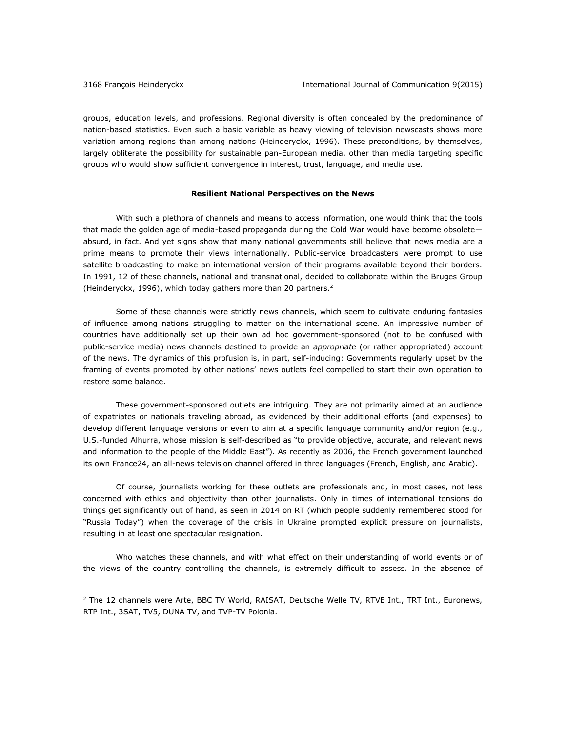groups, education levels, and professions. Regional diversity is often concealed by the predominance of nation-based statistics. Even such a basic variable as heavy viewing of television newscasts shows more variation among regions than among nations (Heinderyckx, 1996). These preconditions, by themselves, largely obliterate the possibility for sustainable pan-European media, other than media targeting specific groups who would show sufficient convergence in interest, trust, language, and media use.

## Resilient National Perspectives on the News

With such a plethora of channels and means to access information, one would think that the tools that made the golden age of media-based propaganda during the Cold War would have become obsolete—absurd, in fact. And yet signs show that many national governments still believe that news media are a prime means to promote their views internationally. Public-service broadcasters were prompt to use satellite broadcasting to make an international version of their programs available beyond their borders. In 1991, 12 of these channels, national and transnational, decided to collaborate within the Bruges Group (Heinderyckx, 1996), which today gathers more than 20 partners.[2]

Some of these channels were strictly news channels, which seem to cultivate enduring fantasies of influence among nations struggling to matter on the international scene. An impressive number of countries have additionally set up their own ad hoc government-sponsored (not to be confused with public-service media) news channels destined to provide an *appropriate* (or rather appropriated) account of the news. The dynamics of this profusion is, in part, self-inducing: Governments regularly upset by the framing of events promoted by other nations' news outlets feel compelled to start their own operation to restore some balance.

These government-sponsored outlets are intriguing. They are not primarily aimed at an audience of expatriates or nationals traveling abroad, as evidenced by their additional efforts (and expenses) to develop different language versions or even to aim at a specific language community and/or region (e.g., U.S.-funded Alhurra, whose mission is self-described as "to provide objective, accurate, and relevant news and information to the people of the Middle East"). As recently as 2006, the French government launched its own France24, an all-news television channel offered in three languages (French, English, and Arabic).

Of course, journalists working for these outlets are professionals and, in most cases, not less concerned with ethics and objectivity than other journalists. Only in times of international tensions do things get significantly out of hand, as seen in 2014 on RT (which people suddenly remembered stood for "Russia Today") when the coverage of the crisis in Ukraine prompted explicit pressure on journalists, resulting in at least one spectacular resignation.

Who watches these channels, and with what effect on their understanding of world events or of the views of the country controlling the channels, is extremely difficult to assess. In the absence of

---

[2] The 12 channels were Arte, BBC TV World, RAISAT, Deutsche Welle TV, RTVE Int., TRT Int., Euronews, RTP Int., 3SAT, TV5, DUNA TV, and TVP-TV Polonia.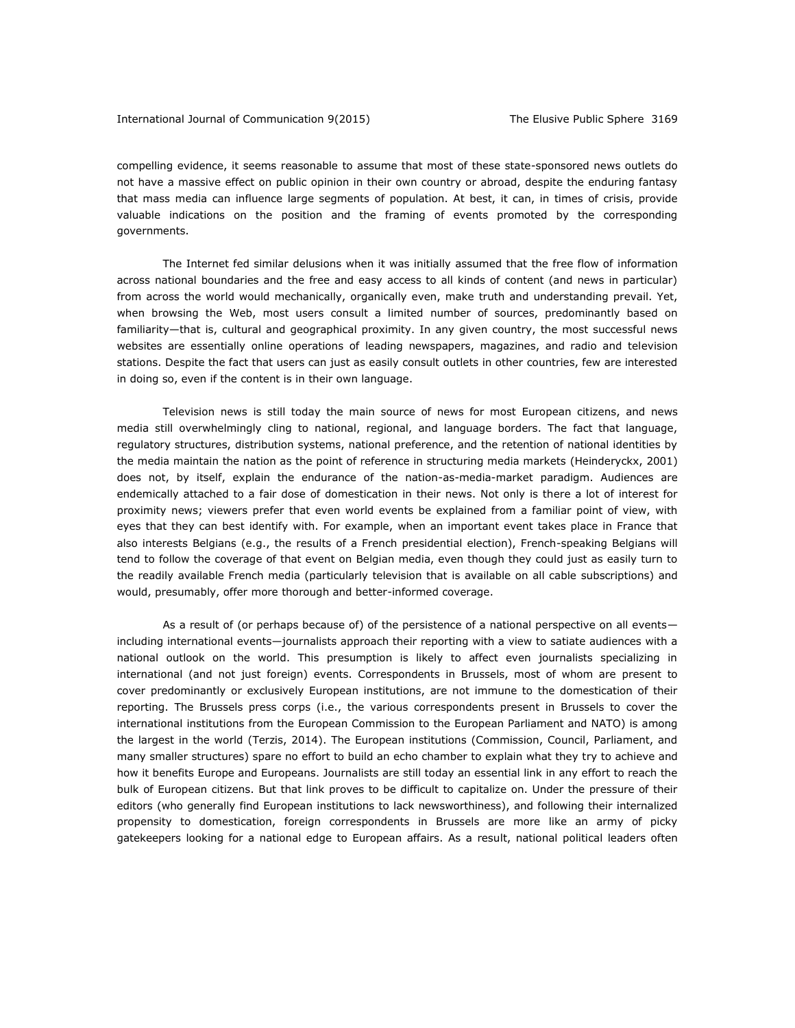compelling evidence, it seems reasonable to assume that most of these state-sponsored news outlets do not have a massive effect on public opinion in their own country or abroad, despite the enduring fantasy that mass media can influence large segments of population. At best, it can, in times of crisis, provide valuable indications on the position and the framing of events promoted by the corresponding governments.

The Internet fed similar delusions when it was initially assumed that the free flow of information across national boundaries and the free and easy access to all kinds of content (and news in particular) from across the world would mechanically, organically even, make truth and understanding prevail. Yet, when browsing the Web, most users consult a limited number of sources, predominantly based on familiarity—that is, cultural and geographical proximity. In any given country, the most successful news websites are essentially online operations of leading newspapers, magazines, and radio and television stations. Despite the fact that users can just as easily consult outlets in other countries, few are interested in doing so, even if the content is in their own language.

Television news is still today the main source of news for most European citizens, and news media still overwhelmingly cling to national, regional, and language borders. The fact that language, regulatory structures, distribution systems, national preference, and the retention of national identities by the media maintain the nation as the point of reference in structuring media markets (Heinderyckx, 2001) does not, by itself, explain the endurance of the nation-as-media-market paradigm. Audiences are endemically attached to a fair dose of domestication in their news. Not only is there a lot of interest for proximity news; viewers prefer that even world events be explained from a familiar point of view, with eyes that they can best identify with. For example, when an important event takes place in France that also interests Belgians (e.g., the results of a French presidential election), French-speaking Belgians will tend to follow the coverage of that event on Belgian media, even though they could just as easily turn to the readily available French media (particularly television that is available on all cable subscriptions) and would, presumably, offer more thorough and better-informed coverage.

As a result of (or perhaps because of) of the persistence of a national perspective on all events—including international events—journalists approach their reporting with a view to satiate audiences with a national outlook on the world. This presumption is likely to affect even journalists specializing in international (and not just foreign) events. Correspondents in Brussels, most of whom are present to cover predominantly or exclusively European institutions, are not immune to the domestication of their reporting. The Brussels press corps (i.e., the various correspondents present in Brussels to cover the international institutions from the European Commission to the European Parliament and NATO) is among the largest in the world (Terzis, 2014). The European institutions (Commission, Council, Parliament, and many smaller structures) spare no effort to build an echo chamber to explain what they try to achieve and how it benefits Europe and Europeans. Journalists are still today an essential link in any effort to reach the bulk of European citizens. But that link proves to be difficult to capitalize on. Under the pressure of their editors (who generally find European institutions to lack newsworthiness), and following their internalized propensity to domestication, foreign correspondents in Brussels are more like an army of picky gatekeepers looking for a national edge to European affairs. As a result, national political leaders often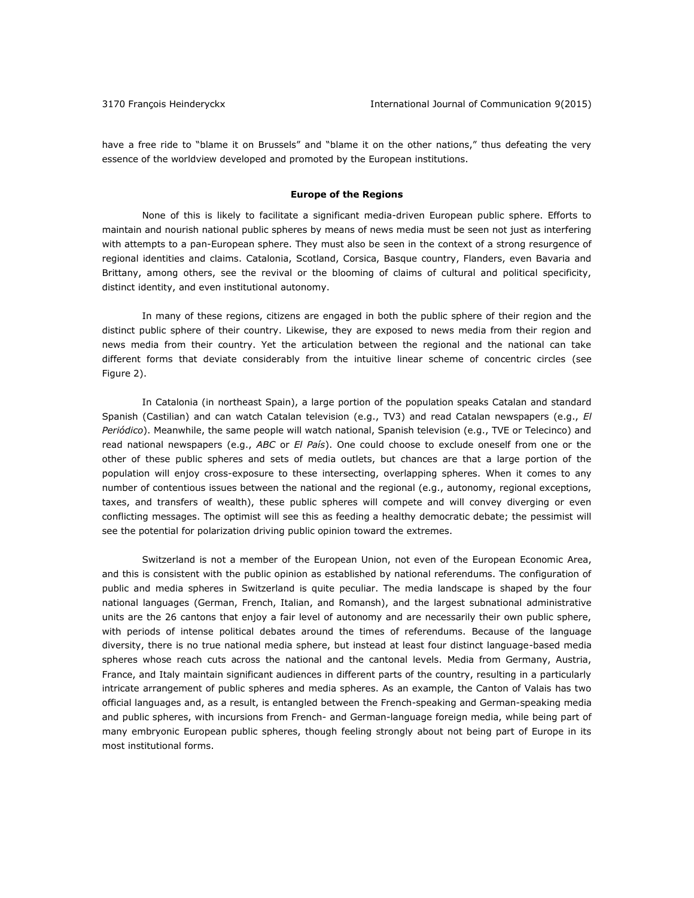have a free ride to "blame it on Brussels" and "blame it on the other nations," thus defeating the very essence of the worldview developed and promoted by the European institutions.

## Europe of the Regions

None of this is likely to facilitate a significant media-driven European public sphere. Efforts to maintain and nourish national public spheres by means of news media must be seen not just as interfering with attempts to a pan-European sphere. They must also be seen in the context of a strong resurgence of regional identities and claims. Catalonia, Scotland, Corsica, Basque country, Flanders, even Bavaria and Brittany, among others, see the revival or the blooming of claims of cultural and political specificity, distinct identity, and even institutional autonomy.

In many of these regions, citizens are engaged in both the public sphere of their region and the distinct public sphere of their country. Likewise, they are exposed to news media from their region and news media from their country. Yet the articulation between the regional and the national can take different forms that deviate considerably from the intuitive linear scheme of concentric circles (see Figure 2).

In Catalonia (in northeast Spain), a large portion of the population speaks Catalan and standard Spanish (Castilian) and can watch Catalan television (e.g., TV3) and read Catalan newspapers (e.g., *El Periódico*). Meanwhile, the same people will watch national, Spanish television (e.g., TVE or Telecinco) and read national newspapers (e.g., *ABC* or *El País*). One could choose to exclude oneself from one or the other of these public spheres and sets of media outlets, but chances are that a large portion of the population will enjoy cross-exposure to these intersecting, overlapping spheres. When it comes to any number of contentious issues between the national and the regional (e.g., autonomy, regional exceptions, taxes, and transfers of wealth), these public spheres will compete and will convey diverging or even conflicting messages. The optimist will see this as feeding a healthy democratic debate; the pessimist will see the potential for polarization driving public opinion toward the extremes.

Switzerland is not a member of the European Union, not even of the European Economic Area, and this is consistent with the public opinion as established by national referendums. The configuration of public and media spheres in Switzerland is quite peculiar. The media landscape is shaped by the four national languages (German, French, Italian, and Romansh), and the largest subnational administrative units are the 26 cantons that enjoy a fair level of autonomy and are necessarily their own public sphere, with periods of intense political debates around the times of referendums. Because of the language diversity, there is no true national media sphere, but instead at least four distinct language-based media spheres whose reach cuts across the national and the cantonal levels. Media from Germany, Austria, France, and Italy maintain significant audiences in different parts of the country, resulting in a particularly intricate arrangement of public spheres and media spheres. As an example, the Canton of Valais has two official languages and, as a result, is entangled between the French-speaking and German-speaking media and public spheres, with incursions from French- and German-language foreign media, while being part of many embryonic European public spheres, though feeling strongly about not being part of Europe in its most institutional forms.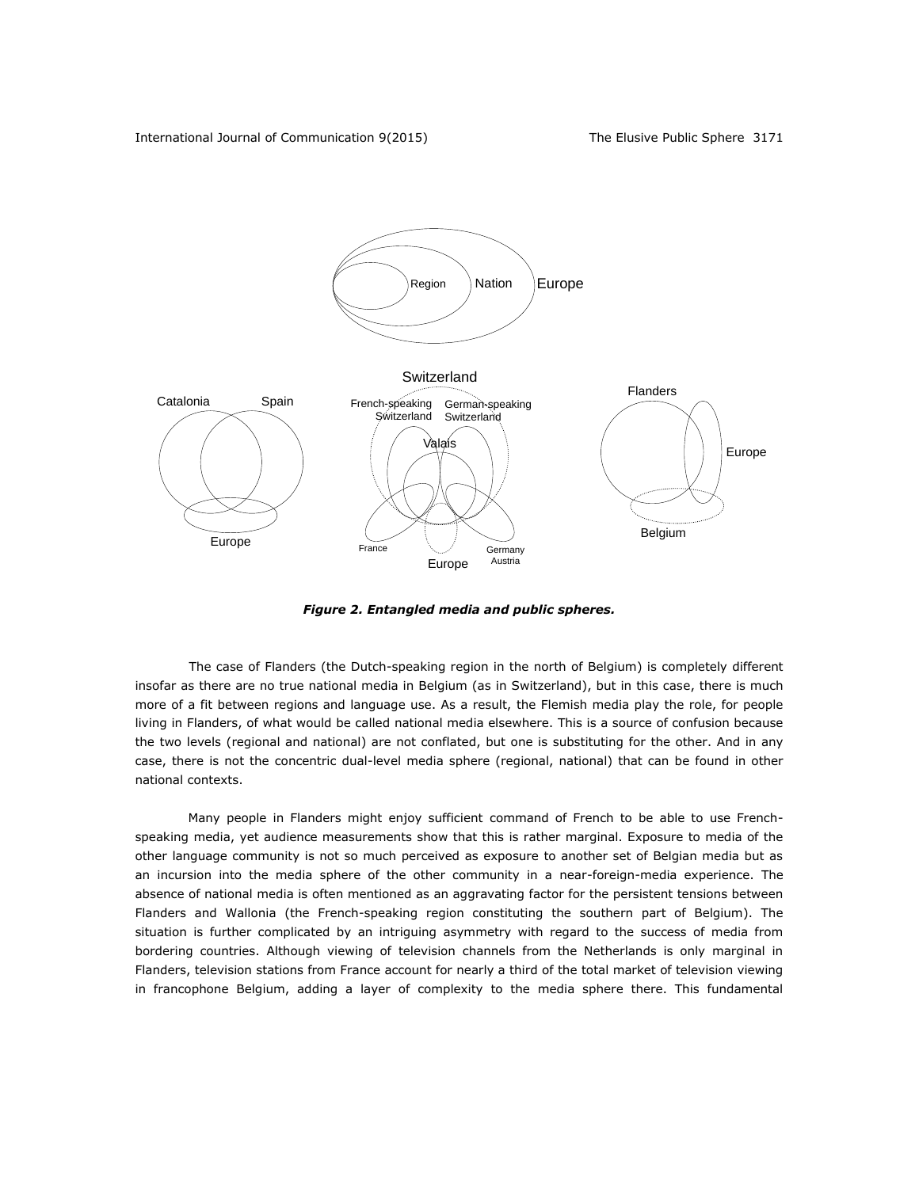*Figure 2. Entangled media and public spheres.*

The case of Flanders (the Dutch-speaking region in the north of Belgium) is completely different insofar as there are no true national media in Belgium (as in Switzerland), but in this case, there is much more of a fit between regions and language use. As a result, the Flemish media play the role, for people living in Flanders, of what would be called national media elsewhere. This is a source of confusion because the two levels (regional and national) are not conflated, but one is substituting for the other. And in any case, there is not the concentric dual-level media sphere (regional, national) that can be found in other national contexts.

Many people in Flanders might enjoy sufficient command of French to be able to use French-speaking media, yet audience measurements show that this is rather marginal. Exposure to media of the other language community is not so much perceived as exposure to another set of Belgian media but as an incursion into the media sphere of the other community in a near-foreign-media experience. The absence of national media is often mentioned as an aggravating factor for the persistent tensions between Flanders and Wallonia (the French-speaking region constituting the southern part of Belgium). The situation is further complicated by an intriguing asymmetry with regard to the success of media from bordering countries. Although viewing of television channels from the Netherlands is only marginal in Flanders, television stations from France account for nearly a third of the total market of television viewing in francophone Belgium, adding a layer of complexity to the media sphere there. This fundamental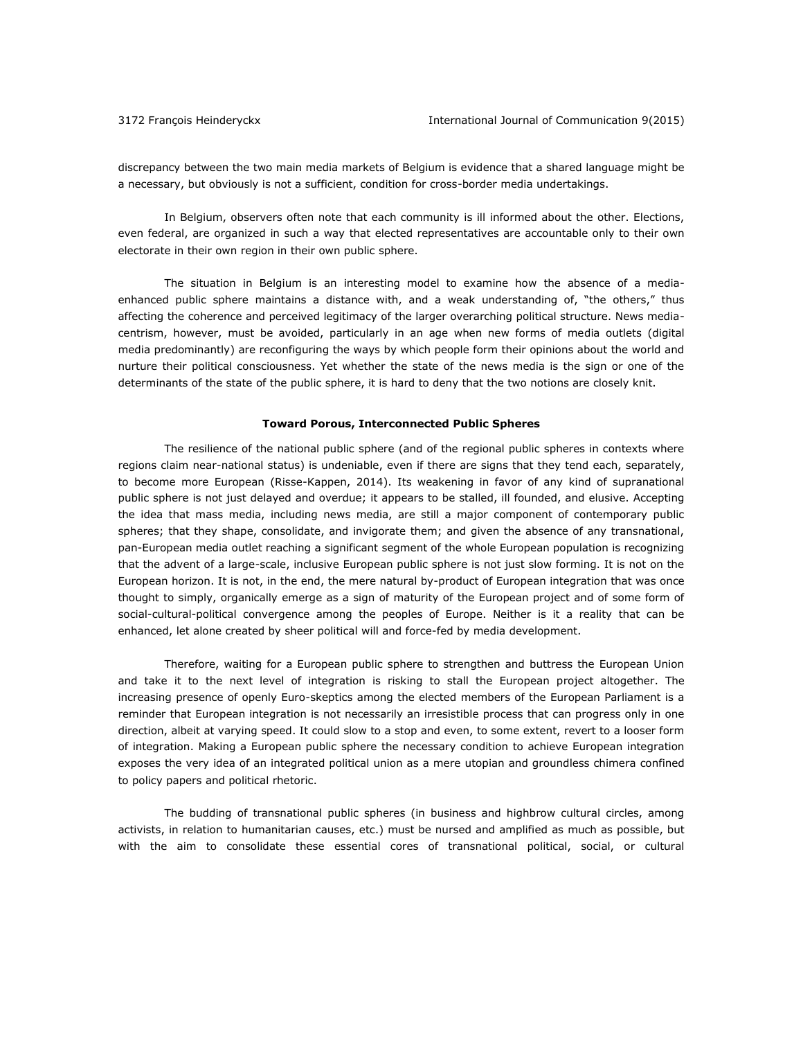discrepancy between the two main media markets of Belgium is evidence that a shared language might be a necessary, but obviously is not a sufficient, condition for cross-border media undertakings.

In Belgium, observers often note that each community is ill informed about the other. Elections, even federal, are organized in such a way that elected representatives are accountable only to their own electorate in their own region in their own public sphere.

The situation in Belgium is an interesting model to examine how the absence of a media-enhanced public sphere maintains a distance with, and a weak understanding of, "the others," thus affecting the coherence and perceived legitimacy of the larger overarching political structure. News media-centrism, however, must be avoided, particularly in an age when new forms of media outlets (digital media predominantly) are reconfiguring the ways by which people form their opinions about the world and nurture their political consciousness. Yet whether the state of the news media is the sign or one of the determinants of the state of the public sphere, it is hard to deny that the two notions are closely knit.

## Toward Porous, Interconnected Public Spheres

The resilience of the national public sphere (and of the regional public spheres in contexts where regions claim near-national status) is undeniable, even if there are signs that they tend each, separately, to become more European (Risse-Kappen, 2014). Its weakening in favor of any kind of supranational public sphere is not just delayed and overdue; it appears to be stalled, ill founded, and elusive. Accepting the idea that mass media, including news media, are still a major component of contemporary public spheres; that they shape, consolidate, and invigorate them; and given the absence of any transnational, pan-European media outlet reaching a significant segment of the whole European population is recognizing that the advent of a large-scale, inclusive European public sphere is not just slow forming. It is not on the European horizon. It is not, in the end, the mere natural by-product of European integration that was once thought to simply, organically emerge as a sign of maturity of the European project and of some form of social-cultural-political convergence among the peoples of Europe. Neither is it a reality that can be enhanced, let alone created by sheer political will and force-fed by media development.

Therefore, waiting for a European public sphere to strengthen and buttress the European Union and take it to the next level of integration is risking to stall the European project altogether. The increasing presence of openly Euro-skeptics among the elected members of the European Parliament is a reminder that European integration is not necessarily an irresistible process that can progress only in one direction, albeit at varying speed. It could slow to a stop and even, to some extent, revert to a looser form of integration. Making a European public sphere the necessary condition to achieve European integration exposes the very idea of an integrated political union as a mere utopian and groundless chimera confined to policy papers and political rhetoric.

The budding of transnational public spheres (in business and highbrow cultural circles, among activists, in relation to humanitarian causes, etc.) must be nursed and amplified as much as possible, but with the aim to consolidate these essential cores of transnational political, social, or cultural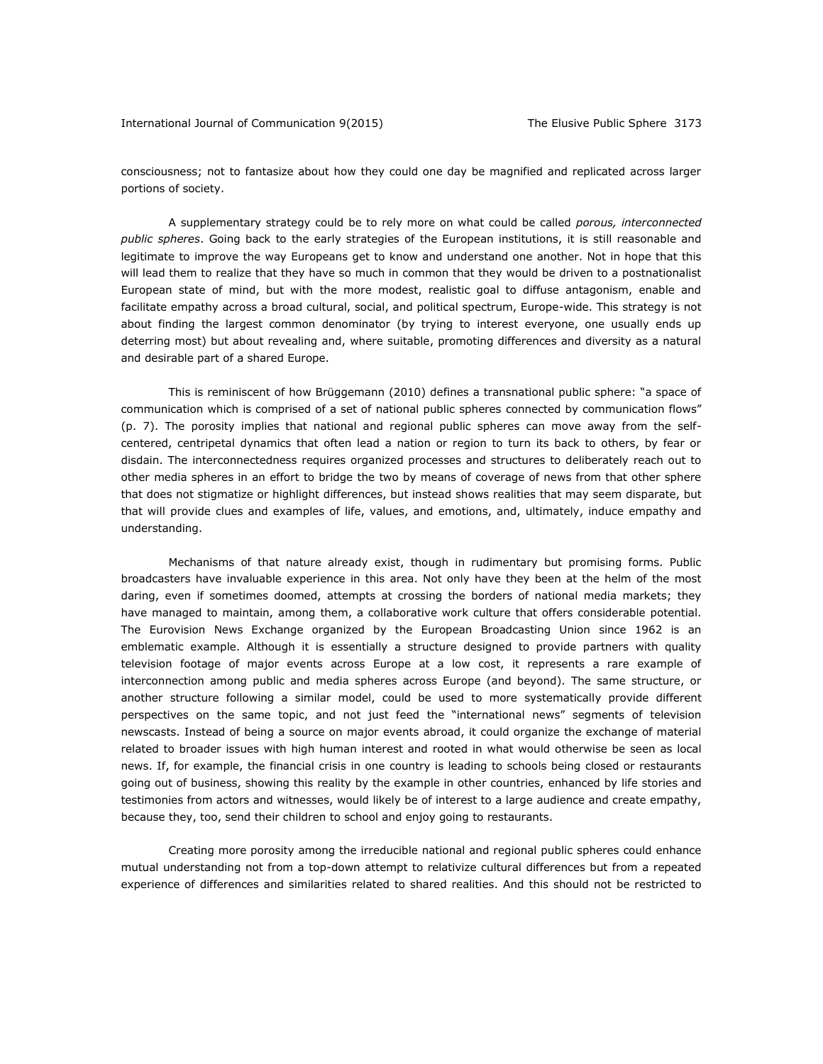consciousness; not to fantasize about how they could one day be magnified and replicated across larger portions of society.

A supplementary strategy could be to rely more on what could be called *porous, interconnected public spheres*. Going back to the early strategies of the European institutions, it is still reasonable and legitimate to improve the way Europeans get to know and understand one another. Not in hope that this will lead them to realize that they have so much in common that they would be driven to a postnationalist European state of mind, but with the more modest, realistic goal to diffuse antagonism, enable and facilitate empathy across a broad cultural, social, and political spectrum, Europe-wide. This strategy is not about finding the largest common denominator (by trying to interest everyone, one usually ends up deterring most) but about revealing and, where suitable, promoting differences and diversity as a natural and desirable part of a shared Europe.

This is reminiscent of how Brüggemann (2010) defines a transnational public sphere: "a space of communication which is comprised of a set of national public spheres connected by communication flows" (p. 7). The porosity implies that national and regional public spheres can move away from the self-centered, centripetal dynamics that often lead a nation or region to turn its back to others, by fear or disdain. The interconnectedness requires organized processes and structures to deliberately reach out to other media spheres in an effort to bridge the two by means of coverage of news from that other sphere that does not stigmatize or highlight differences, but instead shows realities that may seem disparate, but that will provide clues and examples of life, values, and emotions, and, ultimately, induce empathy and understanding.

Mechanisms of that nature already exist, though in rudimentary but promising forms. Public broadcasters have invaluable experience in this area. Not only have they been at the helm of the most daring, even if sometimes doomed, attempts at crossing the borders of national media markets; they have managed to maintain, among them, a collaborative work culture that offers considerable potential. The Eurovision News Exchange organized by the European Broadcasting Union since 1962 is an emblematic example. Although it is essentially a structure designed to provide partners with quality television footage of major events across Europe at a low cost, it represents a rare example of interconnection among public and media spheres across Europe (and beyond). The same structure, or another structure following a similar model, could be used to more systematically provide different perspectives on the same topic, and not just feed the "international news" segments of television newscasts. Instead of being a source on major events abroad, it could organize the exchange of material related to broader issues with high human interest and rooted in what would otherwise be seen as local news. If, for example, the financial crisis in one country is leading to schools being closed or restaurants going out of business, showing this reality by the example in other countries, enhanced by life stories and testimonies from actors and witnesses, would likely be of interest to a large audience and create empathy, because they, too, send their children to school and enjoy going to restaurants.

Creating more porosity among the irreducible national and regional public spheres could enhance mutual understanding not from a top-down attempt to relativize cultural differences but from a repeated experience of differences and similarities related to shared realities. And this should not be restricted to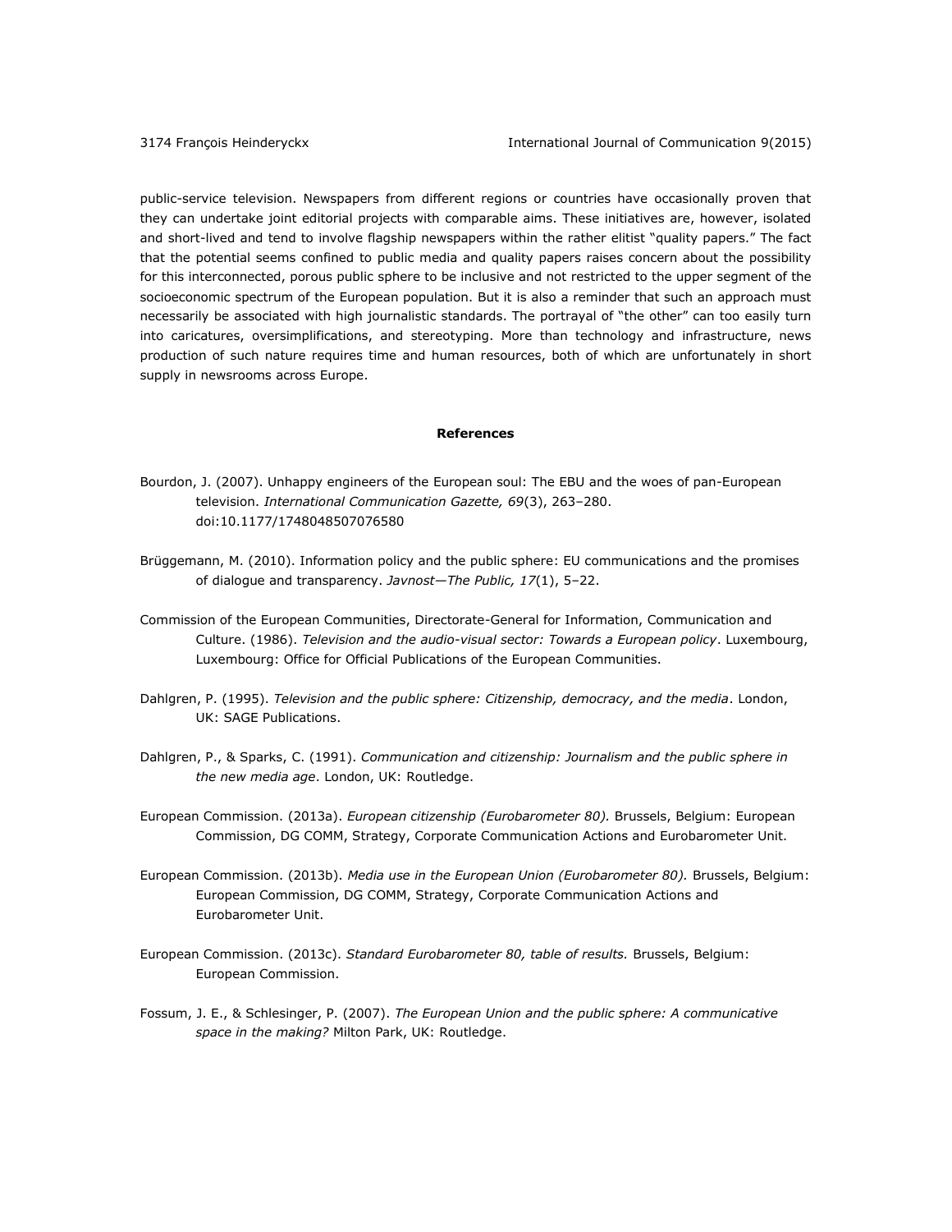public-service television. Newspapers from different regions or countries have occasionally proven that they can undertake joint editorial projects with comparable aims. These initiatives are, however, isolated and short-lived and tend to involve flagship newspapers within the rather elitist "quality papers." The fact that the potential seems confined to public media and quality papers raises concern about the possibility for this interconnected, porous public sphere to be inclusive and not restricted to the upper segment of the socioeconomic spectrum of the European population. But it is also a reminder that such an approach must necessarily be associated with high journalistic standards. The portrayal of "the other" can too easily turn into caricatures, oversimplifications, and stereotyping. More than technology and infrastructure, news production of such nature requires time and human resources, both of which are unfortunately in short supply in newsrooms across Europe.

## References

Bourdon, J. (2007). Unhappy engineers of the European soul: The EBU and the woes of pan-European television. *International Communication Gazette, 69*(3), 263–280. doi:10.1177/1748048507076580

Brüggemann, M. (2010). Information policy and the public sphere: EU communications and the promises of dialogue and transparency. *Javnost—The Public, 17*(1), 5–22.

Commission of the European Communities, Directorate-General for Information, Communication and Culture. (1986). *Television and the audio-visual sector: Towards a European policy*. Luxembourg, Luxembourg: Office for Official Publications of the European Communities.

Dahlgren, P. (1995). *Television and the public sphere: Citizenship, democracy, and the media*. London, UK: SAGE Publications.

Dahlgren, P., & Sparks, C. (1991). *Communication and citizenship: Journalism and the public sphere in the new media age*. London, UK: Routledge.

European Commission. (2013a). *European citizenship (Eurobarometer 80).* Brussels, Belgium: European Commission, DG COMM, Strategy, Corporate Communication Actions and Eurobarometer Unit.

European Commission. (2013b). *Media use in the European Union (Eurobarometer 80).* Brussels, Belgium: European Commission, DG COMM, Strategy, Corporate Communication Actions and Eurobarometer Unit.

European Commission. (2013c). *Standard Eurobarometer 80, table of results.* Brussels, Belgium: European Commission.

Fossum, J. E., & Schlesinger, P. (2007). *The European Union and the public sphere: A communicative space in the making?* Milton Park, UK: Routledge.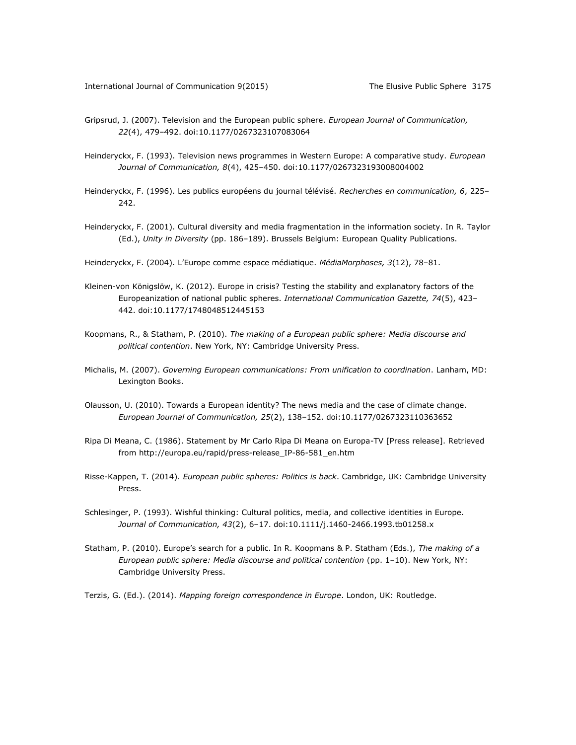Gripsrud, J. (2007). Television and the European public sphere. *European Journal of Communication, 22*(4), 479–492. doi:10.1177/0267323107083064

Heinderyckx, F. (1993). Television news programmes in Western Europe: A comparative study. *European Journal of Communication, 8*(4), 425–450. doi:10.1177/0267323193008004002

Heinderyckx, F. (1996). Les publics européens du journal télévisé. *Recherches en communication, 6*, 225–242.

Heinderyckx, F. (2001). Cultural diversity and media fragmentation in the information society. In R. Taylor (Ed.), *Unity in Diversity* (pp. 186–189). Brussels Belgium: European Quality Publications.

Heinderyckx, F. (2004). L'Europe comme espace médiatique. *MédiaMorphoses, 3*(12), 78–81.

Kleinen-von Königslöw, K. (2012). Europe in crisis? Testing the stability and explanatory factors of the Europeanization of national public spheres. *International Communication Gazette, 74*(5), 423–442. doi:10.1177/1748048512445153

Koopmans, R., & Statham, P. (2010). *The making of a European public sphere: Media discourse and political contention*. New York, NY: Cambridge University Press.

Michalis, M. (2007). *Governing European communications: From unification to coordination*. Lanham, MD: Lexington Books.

Olausson, U. (2010). Towards a European identity? The news media and the case of climate change. *European Journal of Communication, 25*(2), 138–152. doi:10.1177/0267323110363652

Ripa Di Meana, C. (1986). Statement by Mr Carlo Ripa Di Meana on Europa-TV [Press release]. Retrieved from http://europa.eu/rapid/press-release_IP-86-581_en.htm

Risse-Kappen, T. (2014). *European public spheres: Politics is back*. Cambridge, UK: Cambridge University Press.

Schlesinger, P. (1993). Wishful thinking: Cultural politics, media, and collective identities in Europe. *Journal of Communication, 43*(2), 6–17. doi:10.1111/j.1460-2466.1993.tb01258.x

Statham, P. (2010). Europe's search for a public. In R. Koopmans & P. Statham (Eds.), *The making of a European public sphere: Media discourse and political contention* (pp. 1–10). New York, NY: Cambridge University Press.

Terzis, G. (Ed.). (2014). *Mapping foreign correspondence in Europe*. London, UK: Routledge.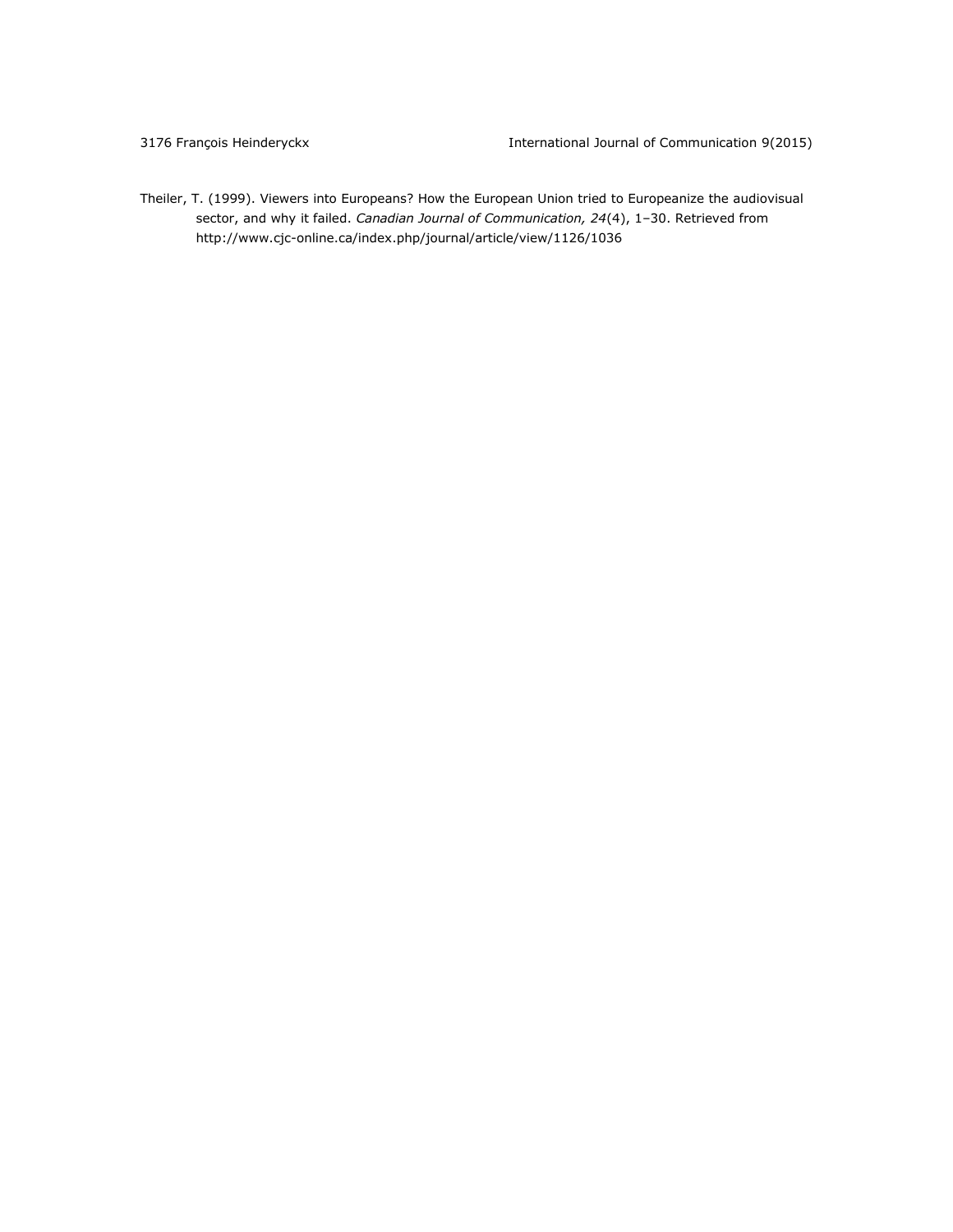Theiler, T. (1999). Viewers into Europeans? How the European Union tried to Europeanize the audiovisual sector, and why it failed. *Canadian Journal of Communication, 24*(4), 1–30. Retrieved from http://www.cjc-online.ca/index.php/journal/article/view/1126/1036